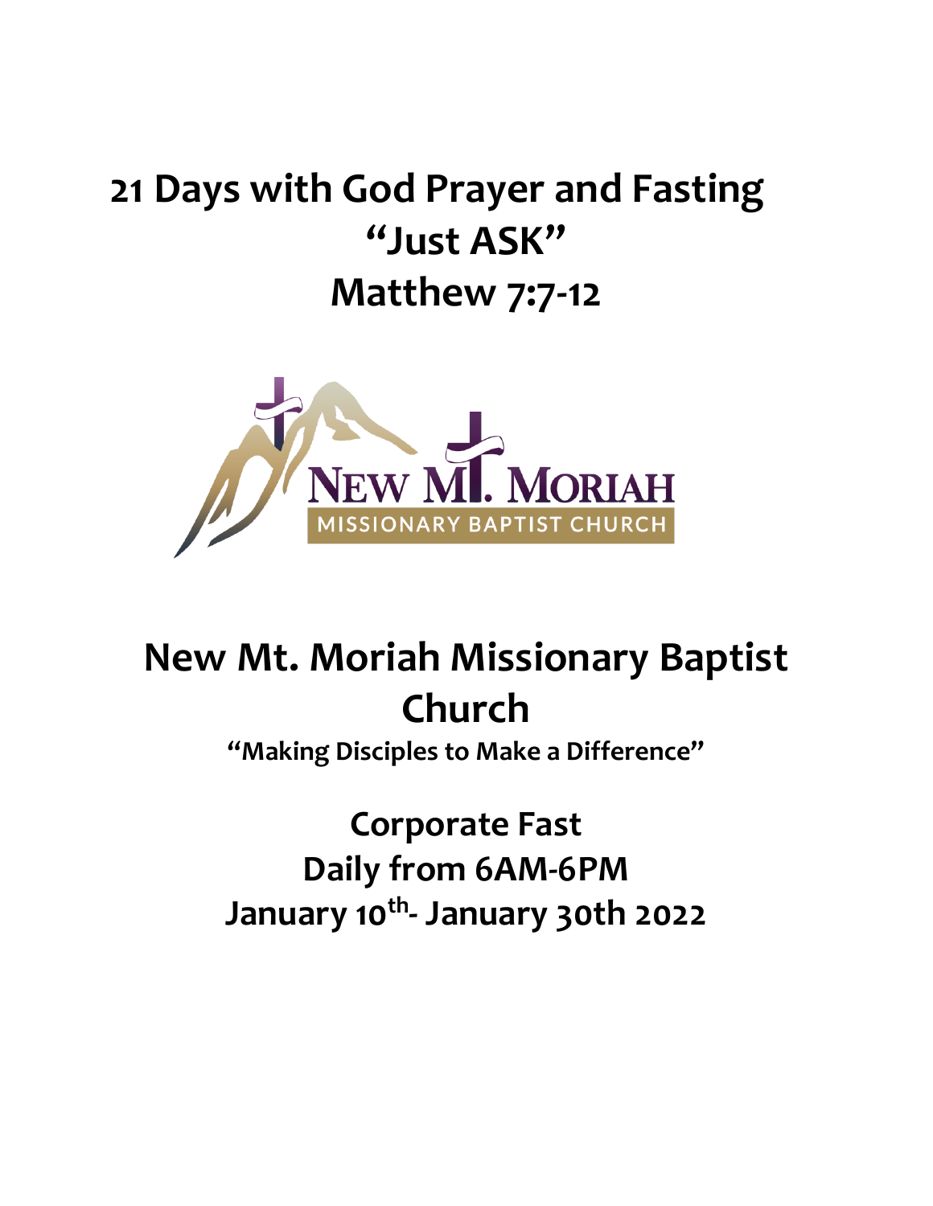# 21 Days with God Prayer and Fasting
# "Just ASK"
# Matthew 7:7-12

# New Mt. Moriah Missionary Baptist Church

**"Making Disciples to Make a Difference"**

## Corporate Fast
## Daily from 6AM-6PM
## January 10th- January 30th 2022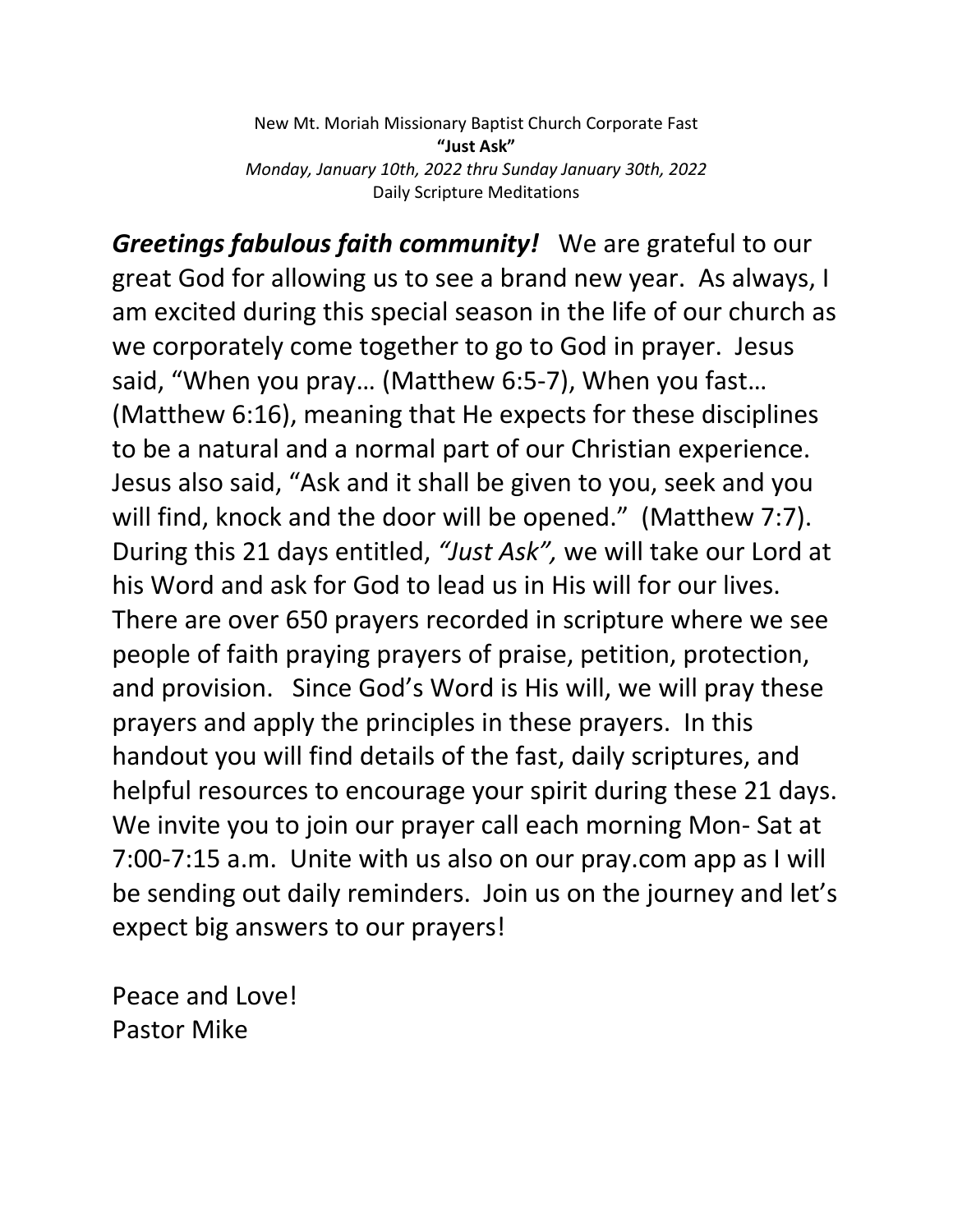New Mt. Moriah Missionary Baptist Church Corporate Fast
**"Just Ask"**
*Monday, January 10th, 2022 thru Sunday January 30th, 2022*
Daily Scripture Meditations

***Greetings fabulous faith community!*** We are grateful to our great God for allowing us to see a brand new year. As always, I am excited during this special season in the life of our church as we corporately come together to go to God in prayer. Jesus said, "When you pray… (Matthew 6:5-7), When you fast… (Matthew 6:16), meaning that He expects for these disciplines to be a natural and a normal part of our Christian experience. Jesus also said, "Ask and it shall be given to you, seek and you will find, knock and the door will be opened." (Matthew 7:7). During this 21 days entitled, *"Just Ask",* we will take our Lord at his Word and ask for God to lead us in His will for our lives. There are over 650 prayers recorded in scripture where we see people of faith praying prayers of praise, petition, protection, and provision. Since God's Word is His will, we will pray these prayers and apply the principles in these prayers. In this handout you will find details of the fast, daily scriptures, and helpful resources to encourage your spirit during these 21 days. We invite you to join our prayer call each morning Mon- Sat at 7:00-7:15 a.m. Unite with us also on our pray.com app as I will be sending out daily reminders. Join us on the journey and let's expect big answers to our prayers!

Peace and Love!
Pastor Mike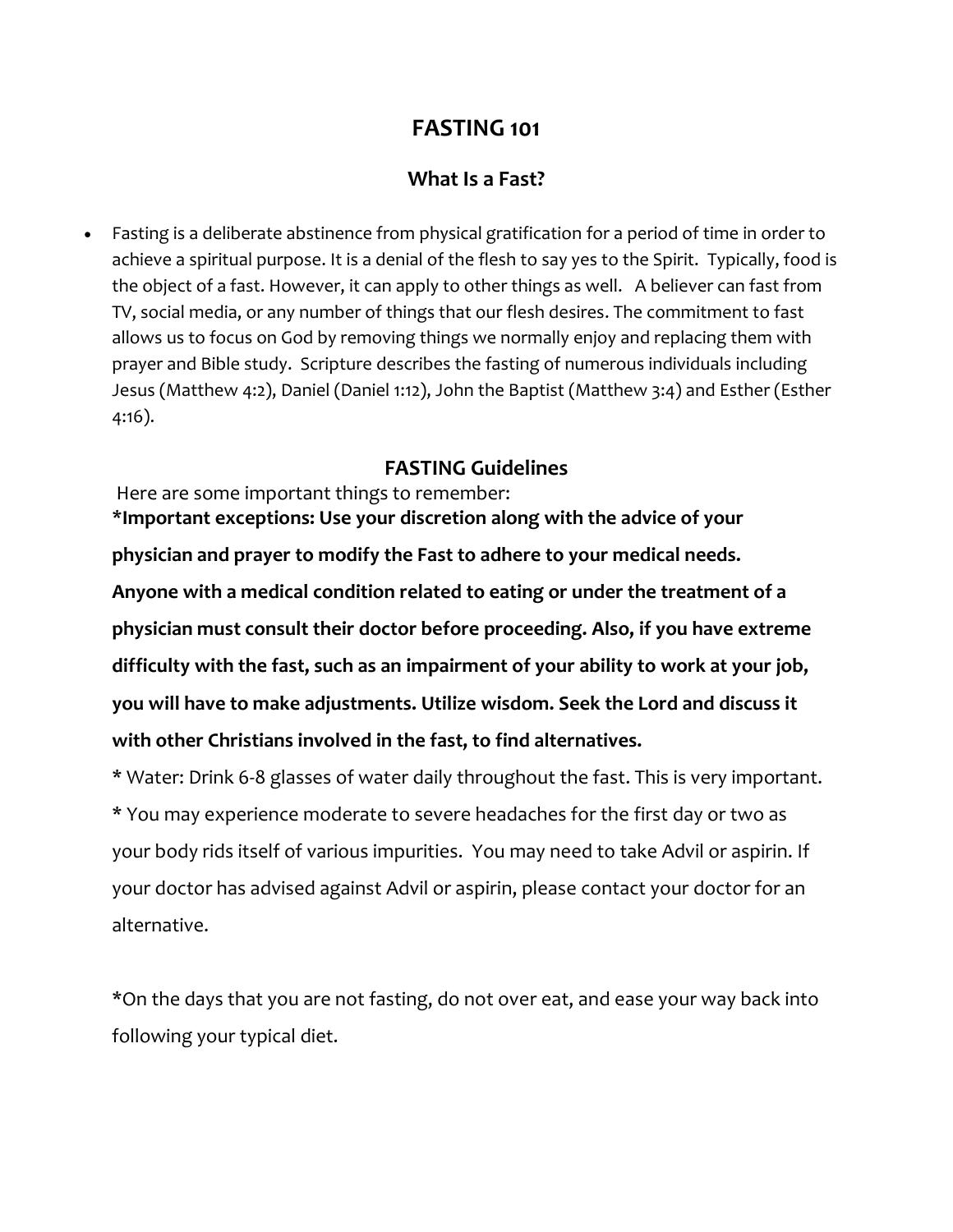# FASTING 101

## What Is a Fast?

- Fasting is a deliberate abstinence from physical gratification for a period of time in order to achieve a spiritual purpose. It is a denial of the flesh to say yes to the Spirit. Typically, food is the object of a fast. However, it can apply to other things as well. A believer can fast from TV, social media, or any number of things that our flesh desires. The commitment to fast allows us to focus on God by removing things we normally enjoy and replacing them with prayer and Bible study. Scripture describes the fasting of numerous individuals including Jesus (Matthew 4:2), Daniel (Daniel 1:12), John the Baptist (Matthew 3:4) and Esther (Esther 4:16).

## FASTING Guidelines

Here are some important things to remember:

**\*Important exceptions: Use your discretion along with the advice of your physician and prayer to modify the Fast to adhere to your medical needs. Anyone with a medical condition related to eating or under the treatment of a physician must consult their doctor before proceeding. Also, if you have extreme difficulty with the fast, such as an impairment of your ability to work at your job, you will have to make adjustments. Utilize wisdom. Seek the Lord and discuss it with other Christians involved in the fast, to find alternatives.**

\* Water: Drink 6-8 glasses of water daily throughout the fast. This is very important.

\* You may experience moderate to severe headaches for the first day or two as your body rids itself of various impurities. You may need to take Advil or aspirin. If your doctor has advised against Advil or aspirin, please contact your doctor for an alternative.

\*On the days that you are not fasting, do not over eat, and ease your way back into following your typical diet.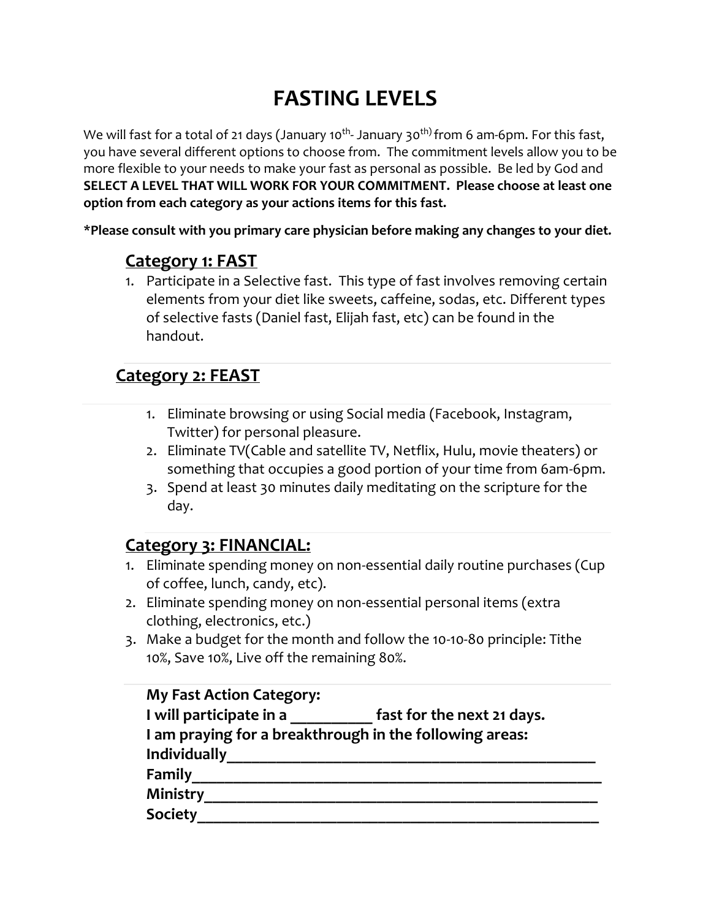# FASTING LEVELS

We will fast for a total of 21 days (January 10th- January 30th) from 6 am-6pm. For this fast, you have several different options to choose from. The commitment levels allow you to be more flexible to your needs to make your fast as personal as possible. Be led by God and **SELECT A LEVEL THAT WILL WORK FOR YOUR COMMITMENT. Please choose at least one option from each category as your actions items for this fast.**

***Please consult with you primary care physician before making any changes to your diet.**

## Category 1: FAST

1. Participate in a Selective fast. This type of fast involves removing certain elements from your diet like sweets, caffeine, sodas, etc. Different types of selective fasts (Daniel fast, Elijah fast, etc) can be found in the handout.

## Category 2: FEAST

1. Eliminate browsing or using Social media (Facebook, Instagram, Twitter) for personal pleasure.
2. Eliminate TV(Cable and satellite TV, Netflix, Hulu, movie theaters) or something that occupies a good portion of your time from 6am-6pm.
3. Spend at least 30 minutes daily meditating on the scripture for the day.

## Category 3: FINANCIAL:

1. Eliminate spending money on non-essential daily routine purchases (Cup of coffee, lunch, candy, etc).
2. Eliminate spending money on non-essential personal items (extra clothing, electronics, etc.)
3. Make a budget for the month and follow the 10-10-80 principle: Tithe 10%, Save 10%, Live off the remaining 80%.

**My Fast Action Category:**
**I will participate in a __________ fast for the next 21 days.**
**I am praying for a breakthrough in the following areas:**
**Individually_______________________________________________**
**Family_____________________________________________________**
**Ministry___________________________________________________**
**Society____________________________________________________**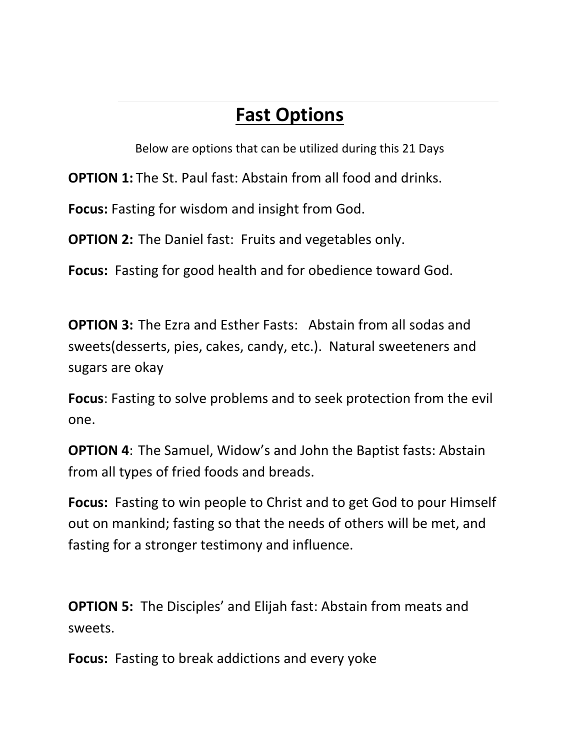# Fast Options

Below are options that can be utilized during this 21 Days

**OPTION 1:** The St. Paul fast: Abstain from all food and drinks.

**Focus:** Fasting for wisdom and insight from God.

**OPTION 2:** The Daniel fast: Fruits and vegetables only.

**Focus:** Fasting for good health and for obedience toward God.

**OPTION 3:** The Ezra and Esther Fasts: Abstain from all sodas and sweets(desserts, pies, cakes, candy, etc.). Natural sweeteners and sugars are okay

**Focus**: Fasting to solve problems and to seek protection from the evil one.

**OPTION 4**: The Samuel, Widow's and John the Baptist fasts: Abstain from all types of fried foods and breads.

**Focus:** Fasting to win people to Christ and to get God to pour Himself out on mankind; fasting so that the needs of others will be met, and fasting for a stronger testimony and influence.

**OPTION 5:** The Disciples' and Elijah fast: Abstain from meats and sweets.

**Focus:** Fasting to break addictions and every yoke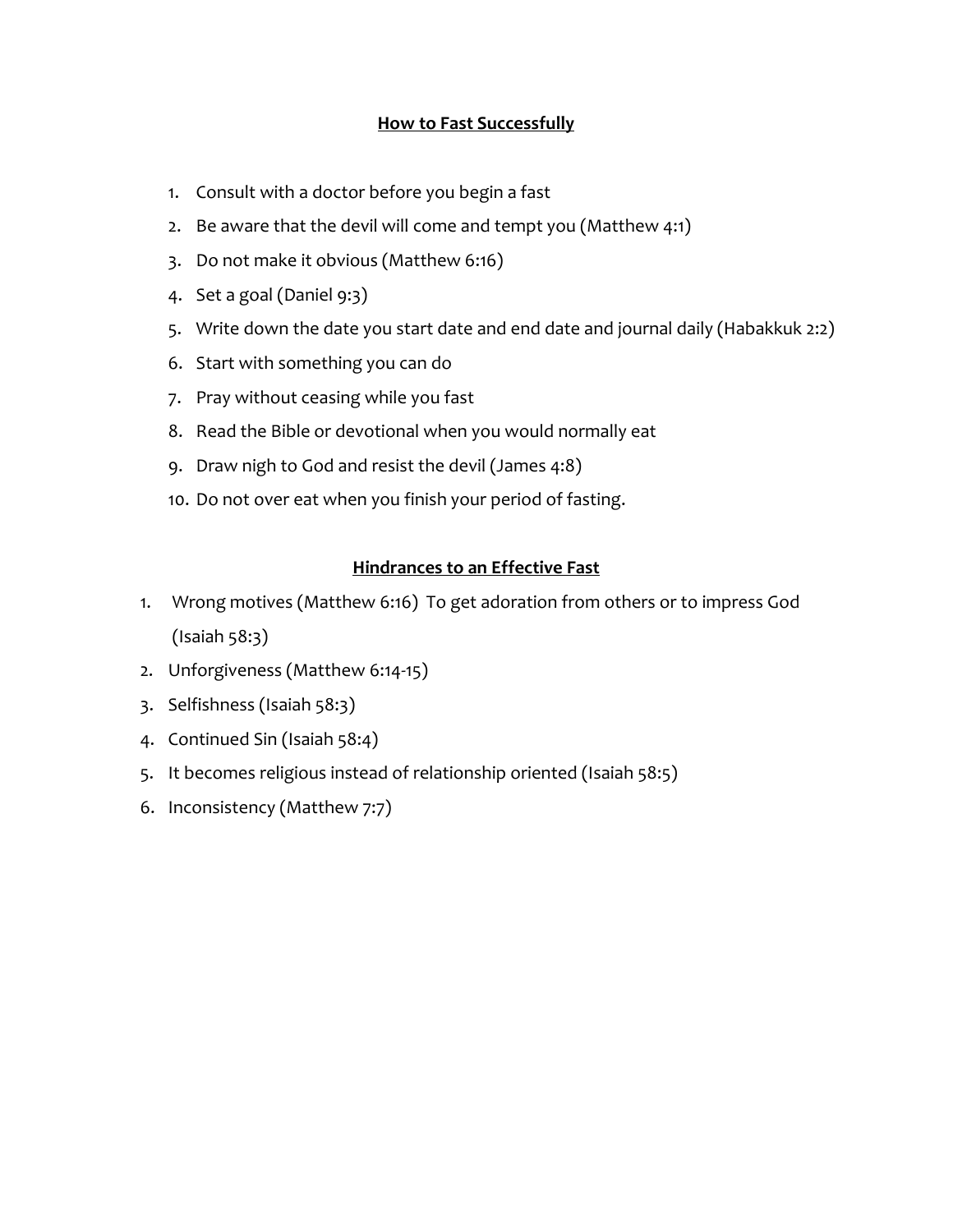## How to Fast Successfully

1. Consult with a doctor before you begin a fast
2. Be aware that the devil will come and tempt you (Matthew 4:1)
3. Do not make it obvious (Matthew 6:16)
4. Set a goal (Daniel 9:3)
5. Write down the date you start date and end date and journal daily (Habakkuk 2:2)
6. Start with something you can do
7. Pray without ceasing while you fast
8. Read the Bible or devotional when you would normally eat
9. Draw nigh to God and resist the devil (James 4:8)
10. Do not over eat when you finish your period of fasting.

## Hindrances to an Effective Fast

1. Wrong motives (Matthew 6:16) To get adoration from others or to impress God (Isaiah 58:3)
2. Unforgiveness (Matthew 6:14-15)
3. Selfishness (Isaiah 58:3)
4. Continued Sin (Isaiah 58:4)
5. It becomes religious instead of relationship oriented (Isaiah 58:5)
6. Inconsistency (Matthew 7:7)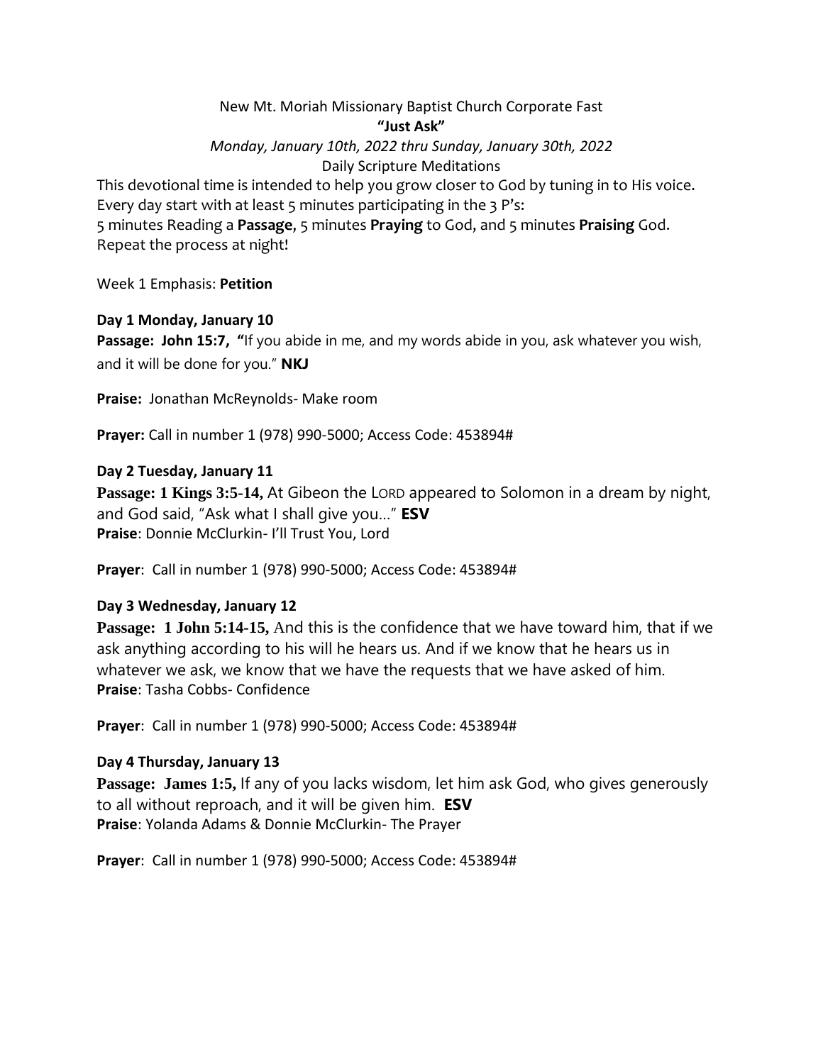New Mt. Moriah Missionary Baptist Church Corporate Fast

**"Just Ask"**

*Monday, January 10th, 2022 thru Sunday, January 30th, 2022*

Daily Scripture Meditations

This devotional time is intended to help you grow closer to God by tuning in to His voice. Every day start with at least 5 minutes participating in the 3 P's:
5 minutes Reading a **Passage,** 5 minutes **Praying** to God, and 5 minutes **Praising** God. Repeat the process at night!

Week 1 Emphasis: **Petition**

**Day 1 Monday, January 10**

**Passage: John 15:7, "**If you abide in me, and my words abide in you, ask whatever you wish, and it will be done for you." **NKJ**

**Praise:** Jonathan McReynolds- Make room

**Prayer:** Call in number 1 (978) 990-5000; Access Code: 453894#

**Day 2 Tuesday, January 11**

**Passage: 1 Kings 3:5-14,** At Gibeon the LORD appeared to Solomon in a dream by night, and God said, "Ask what I shall give you…" **ESV**

**Praise**: Donnie McClurkin- I'll Trust You, Lord

**Prayer**: Call in number 1 (978) 990-5000; Access Code: 453894#

**Day 3 Wednesday, January 12**

**Passage: 1 John 5:14-15,** And this is the confidence that we have toward him, that if we ask anything according to his will he hears us. And if we know that he hears us in whatever we ask, we know that we have the requests that we have asked of him.

**Praise**: Tasha Cobbs- Confidence

**Prayer**: Call in number 1 (978) 990-5000; Access Code: 453894#

**Day 4 Thursday, January 13**

**Passage: James 1:5,** If any of you lacks wisdom, let him ask God, who gives generously to all without reproach, and it will be given him. **ESV**

**Praise**: Yolanda Adams & Donnie McClurkin- The Prayer

**Prayer**: Call in number 1 (978) 990-5000; Access Code: 453894#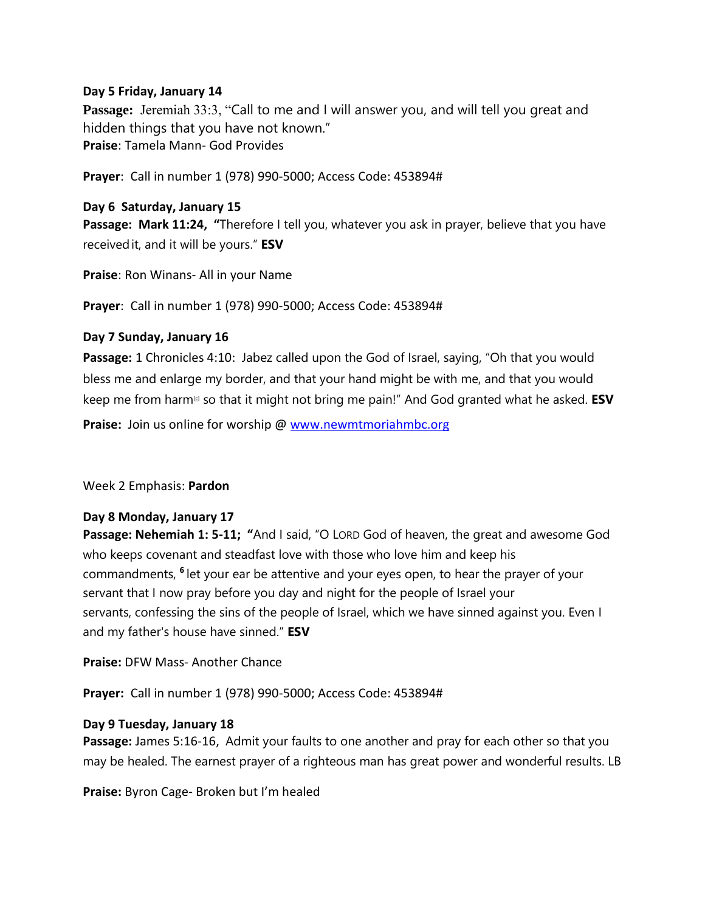**Day 5 Friday, January 14**

**Passage:** Jeremiah 33:3, "Call to me and I will answer you, and will tell you great and hidden things that you have not known."

**Praise**: Tamela Mann- God Provides

**Prayer**: Call in number 1 (978) 990-5000; Access Code: 453894#

**Day 6 Saturday, January 15**

**Passage: Mark 11:24, "**Therefore I tell you, whatever you ask in prayer, believe that you have received it, and it will be yours." **ESV**

**Praise**: Ron Winans- All in your Name

**Prayer**: Call in number 1 (978) 990-5000; Access Code: 453894#

**Day 7 Sunday, January 16**

**Passage:** 1 Chronicles 4:10: Jabez called upon the God of Israel, saying, "Oh that you would bless me and enlarge my border, and that your hand might be with me, and that you would keep me from harm[c] so that it might not bring me pain!" And God granted what he asked. **ESV**

**Praise:** Join us online for worship @ www.newmtmoriahmbc.org

Week 2 Emphasis: **Pardon**

**Day 8 Monday, January 17**

**Passage: Nehemiah 1: 5-11; "**And I said, "O LORD God of heaven, the great and awesome God who keeps covenant and steadfast love with those who love him and keep his commandments, **6** let your ear be attentive and your eyes open, to hear the prayer of your servant that I now pray before you day and night for the people of Israel your servants, confessing the sins of the people of Israel, which we have sinned against you. Even I and my father's house have sinned." **ESV**

**Praise:** DFW Mass- Another Chance

**Prayer:** Call in number 1 (978) 990-5000; Access Code: 453894#

**Day 9 Tuesday, January 18**

**Passage:** James 5:16-16, Admit your faults to one another and pray for each other so that you may be healed. The earnest prayer of a righteous man has great power and wonderful results. LB

**Praise:** Byron Cage- Broken but I'm healed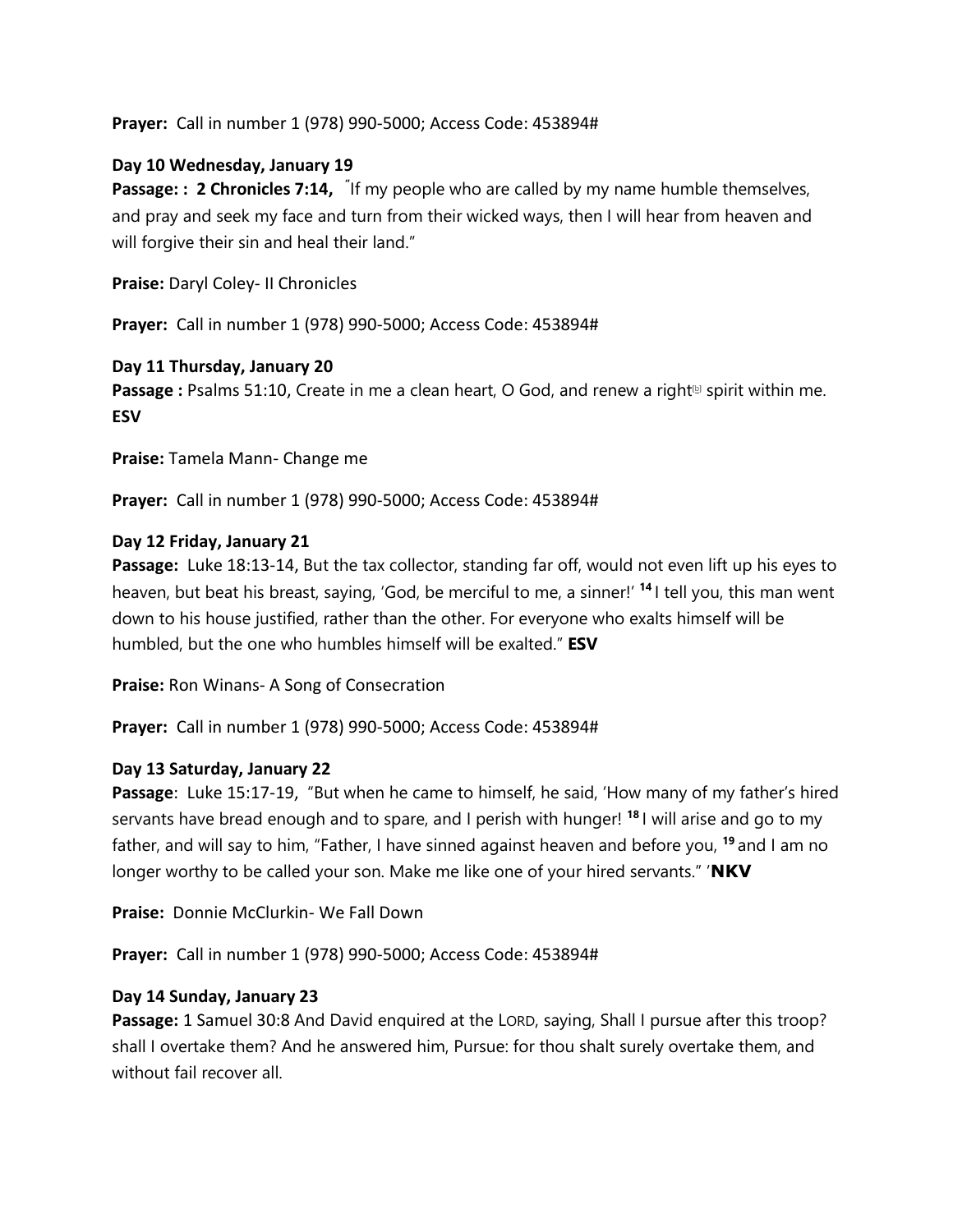**Prayer:** Call in number 1 (978) 990-5000; Access Code: 453894#

**Day 10 Wednesday, January 19**

**Passage: : 2 Chronicles 7:14,** "If my people who are called by my name humble themselves, and pray and seek my face and turn from their wicked ways, then I will hear from heaven and will forgive their sin and heal their land."

**Praise:** Daryl Coley- II Chronicles

**Prayer:** Call in number 1 (978) 990-5000; Access Code: 453894#

**Day 11 Thursday, January 20**

**Passage :** Psalms 51:10, Create in me a clean heart, O God, and renew a right[b] spirit within me. **ESV**

**Praise:** Tamela Mann- Change me

**Prayer:** Call in number 1 (978) 990-5000; Access Code: 453894#

**Day 12 Friday, January 21**

**Passage:** Luke 18:13-14, But the tax collector, standing far off, would not even lift up his eyes to heaven, but beat his breast, saying, 'God, be merciful to me, a sinner!' **14** I tell you, this man went down to his house justified, rather than the other. For everyone who exalts himself will be humbled, but the one who humbles himself will be exalted." **ESV**

**Praise:** Ron Winans- A Song of Consecration

**Prayer:** Call in number 1 (978) 990-5000; Access Code: 453894#

**Day 13 Saturday, January 22**

**Passage**: Luke 15:17-19, "But when he came to himself, he said, 'How many of my father's hired servants have bread enough and to spare, and I perish with hunger! **18** I will arise and go to my father, and will say to him, "Father, I have sinned against heaven and before you, **19** and I am no longer worthy to be called your son. Make me like one of your hired servants." '**NKV**

**Praise:** Donnie McClurkin- We Fall Down

**Prayer:** Call in number 1 (978) 990-5000; Access Code: 453894#

**Day 14 Sunday, January 23**

**Passage:** 1 Samuel 30:8 And David enquired at the LORD, saying, Shall I pursue after this troop? shall I overtake them? And he answered him, Pursue: for thou shalt surely overtake them, and without fail recover all.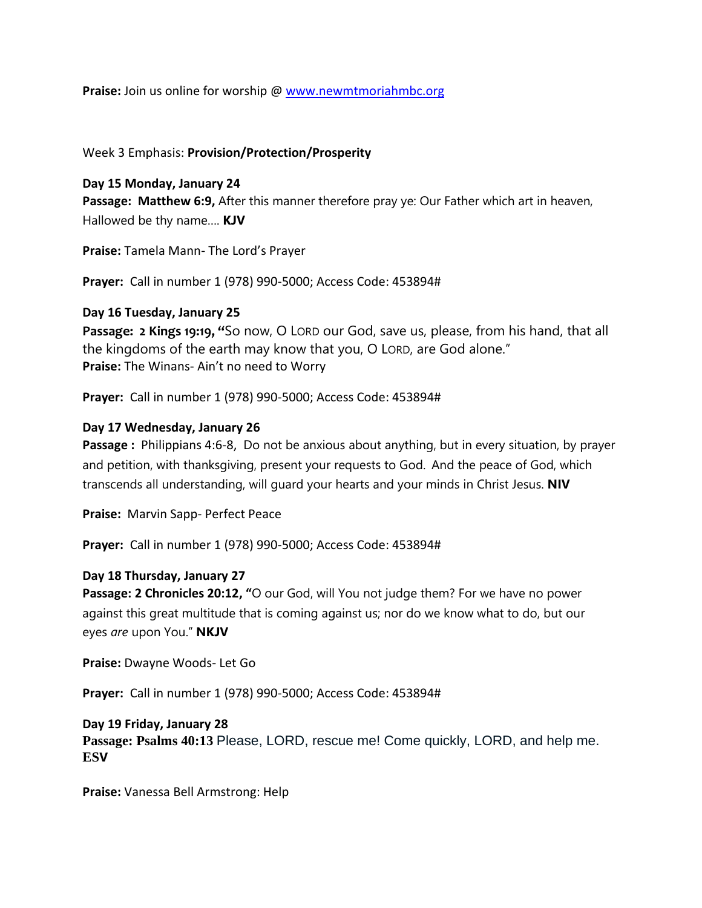**Praise:** Join us online for worship @ [www.newmtmoriahmbc.org](http://www.newmtmoriahmbc.org)

Week 3 Emphasis: **Provision/Protection/Prosperity**

**Day 15 Monday, January 24**
**Passage: Matthew 6:9,** After this manner therefore pray ye: Our Father which art in heaven, Hallowed be thy name…. **KJV**

**Praise:** Tamela Mann- The Lord's Prayer

**Prayer:** Call in number 1 (978) 990-5000; Access Code: 453894#

**Day 16 Tuesday, January 25**
**Passage: 2 Kings 19:19, "**So now, O LORD our God, save us, please, from his hand, that all the kingdoms of the earth may know that you, O LORD, are God alone."
**Praise:** The Winans- Ain't no need to Worry

**Prayer:** Call in number 1 (978) 990-5000; Access Code: 453894#

**Day 17 Wednesday, January 26**
**Passage :** Philippians 4:6-8, Do not be anxious about anything, but in every situation, by prayer and petition, with thanksgiving, present your requests to God. And the peace of God, which transcends all understanding, will guard your hearts and your minds in Christ Jesus. **NIV**

**Praise:** Marvin Sapp- Perfect Peace

**Prayer:** Call in number 1 (978) 990-5000; Access Code: 453894#

**Day 18 Thursday, January 27**
**Passage: 2 Chronicles 20:12, "**O our God, will You not judge them? For we have no power against this great multitude that is coming against us; nor do we know what to do, but our eyes *are* upon You." **NKJV**

**Praise:** Dwayne Woods- Let Go

**Prayer:** Call in number 1 (978) 990-5000; Access Code: 453894#

**Day 19 Friday, January 28**
**Passage: Psalms 40:13** Please, LORD, rescue me! Come quickly, LORD, and help me. **ESV**

**Praise:** Vanessa Bell Armstrong: Help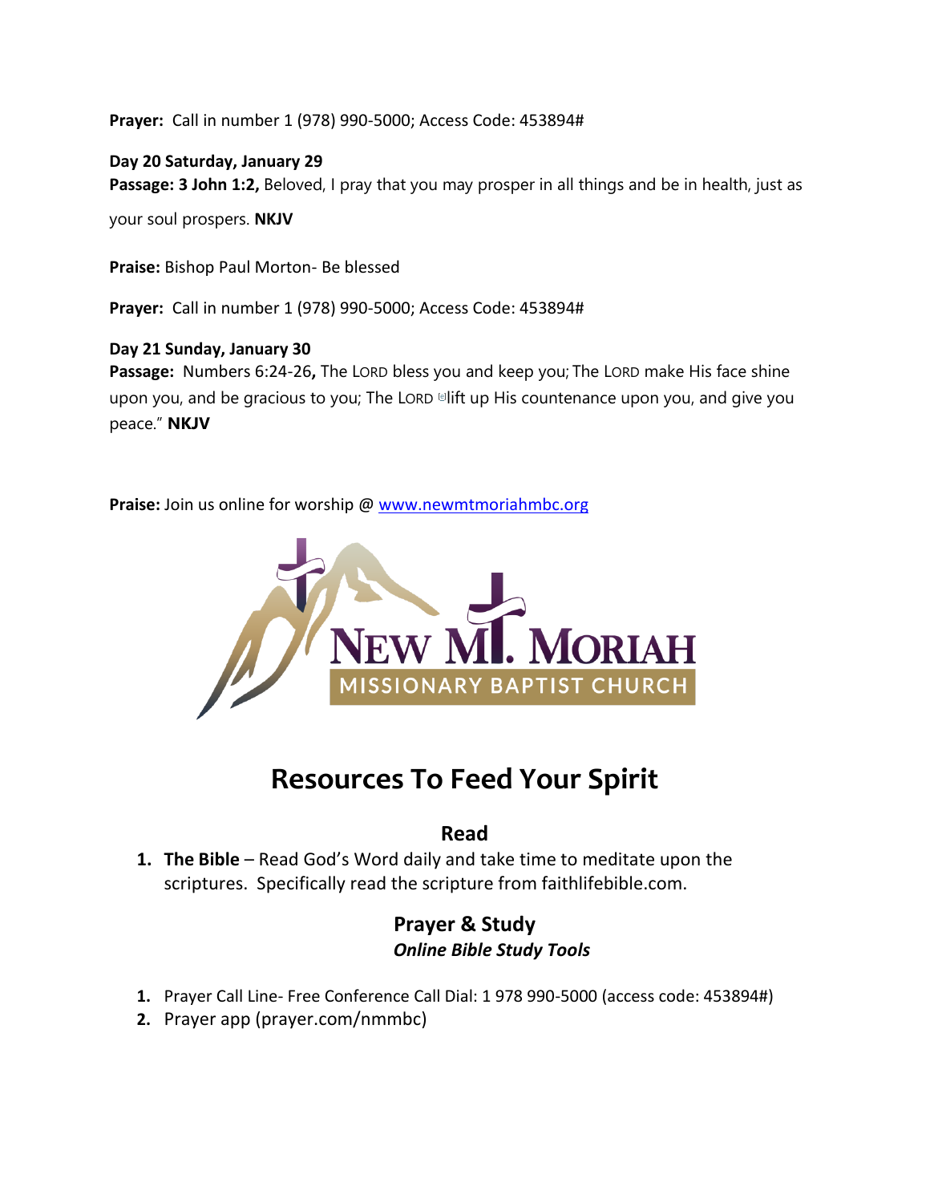**Prayer:** Call in number 1 (978) 990-5000; Access Code: 453894#

**Day 20 Saturday, January 29**

**Passage: 3 John 1:2,** Beloved, I pray that you may prosper in all things and be in health, just as your soul prospers. **NKJV**

**Praise:** Bishop Paul Morton- Be blessed

**Prayer:** Call in number 1 (978) 990-5000; Access Code: 453894#

**Day 21 Sunday, January 30**

**Passage:** Numbers 6:24-26**,** The LORD bless you and keep you; The LORD make His face shine upon you, and be gracious to you; The LORD lift up His countenance upon you, and give you peace." **NKJV**

**Praise:** Join us online for worship @ www.newmtmoriahmbc.org

NEW MT. MORIAH
MISSIONARY BAPTIST CHURCH

# Resources To Feed Your Spirit

## Read

1. **The Bible** – Read God's Word daily and take time to meditate upon the scriptures. Specifically read the scripture from faithlifebible.com.

## Prayer & Study

***Online Bible Study Tools***

1. Prayer Call Line- Free Conference Call Dial: 1 978 990-5000 (access code: 453894#)
2. Prayer app (prayer.com/nmmbc)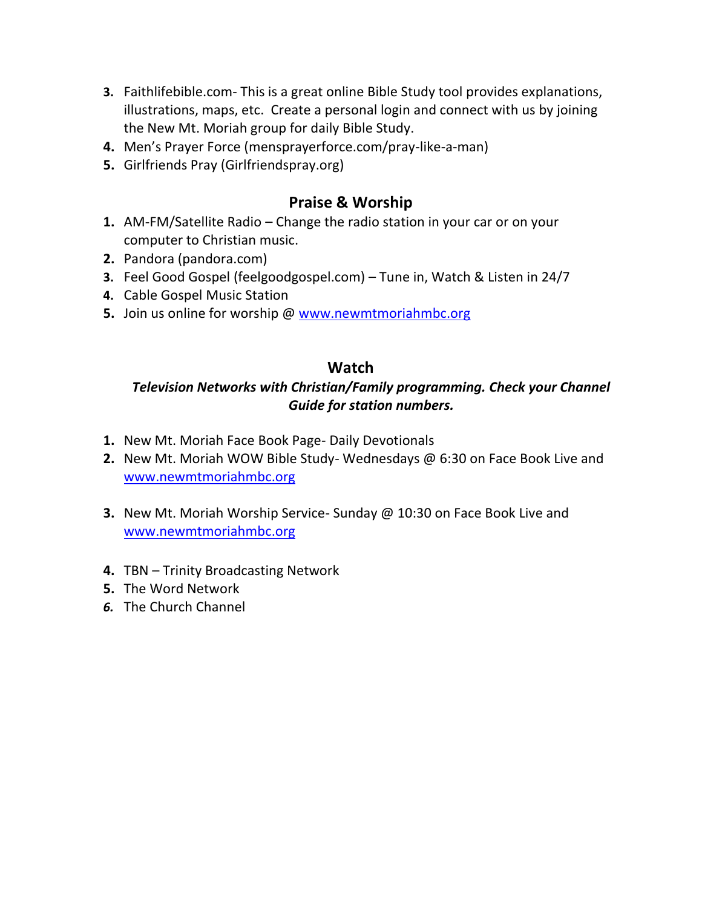3. Faithlifebible.com- This is a great online Bible Study tool provides explanations, illustrations, maps, etc. Create a personal login and connect with us by joining the New Mt. Moriah group for daily Bible Study.
4. Men's Prayer Force (mensprayerforce.com/pray-like-a-man)
5. Girlfriends Pray (Girlfriendspray.org)

## Praise & Worship

1. AM-FM/Satellite Radio – Change the radio station in your car or on your computer to Christian music.
2. Pandora (pandora.com)
3. Feel Good Gospel (feelgoodgospel.com) – Tune in, Watch & Listen in 24/7
4. Cable Gospel Music Station
5. Join us online for worship @ www.newmtmoriahmbc.org

## Watch

***Television Networks with Christian/Family programming. Check your Channel Guide for station numbers.***

1. New Mt. Moriah Face Book Page- Daily Devotionals
2. New Mt. Moriah WOW Bible Study- Wednesdays @ 6:30 on Face Book Live and www.newmtmoriahmbc.org

3. New Mt. Moriah Worship Service- Sunday @ 10:30 on Face Book Live and www.newmtmoriahmbc.org

4. TBN – Trinity Broadcasting Network
5. The Word Network
6. The Church Channel